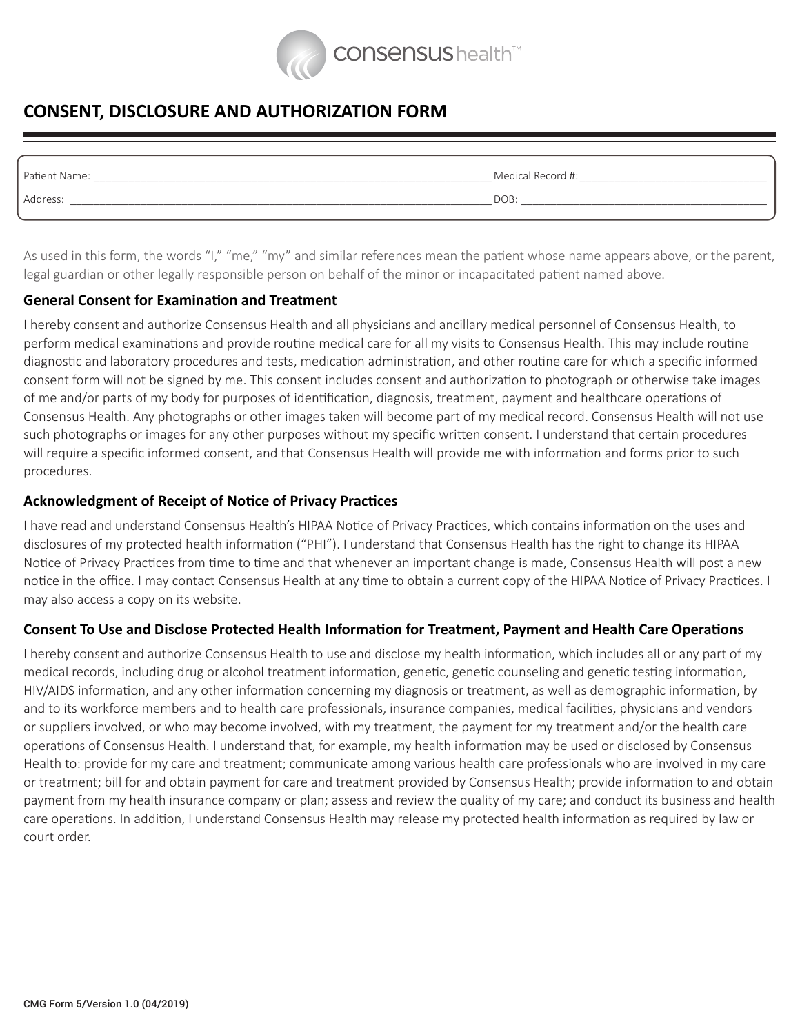consensus health™

# CONSENT, DISCLOSURE AND AUTHORIZATION FORM

Patient Name: ______________________________________________ Medical Record #: ______________________

Address: ______________________________________________ DOB: ______________________

As used in this form, the words "I," "me," "my" and similar references mean the patient whose name appears above, or the parent, legal guardian or other legally responsible person on behalf of the minor or incapacitated patient named above.

## General Consent for Examination and Treatment

I hereby consent and authorize Consensus Health and all physicians and ancillary medical personnel of Consensus Health, to perform medical examinations and provide routine medical care for all my visits to Consensus Health. This may include routine diagnostic and laboratory procedures and tests, medication administration, and other routine care for which a specific informed consent form will not be signed by me. This consent includes consent and authorization to photograph or otherwise take images of me and/or parts of my body for purposes of identification, diagnosis, treatment, payment and healthcare operations of Consensus Health. Any photographs or other images taken will become part of my medical record. Consensus Health will not use such photographs or images for any other purposes without my specific written consent. I understand that certain procedures will require a specific informed consent, and that Consensus Health will provide me with information and forms prior to such procedures.

## Acknowledgment of Receipt of Notice of Privacy Practices

I have read and understand Consensus Health's HIPAA Notice of Privacy Practices, which contains information on the uses and disclosures of my protected health information ("PHI"). I understand that Consensus Health has the right to change its HIPAA Notice of Privacy Practices from time to time and that whenever an important change is made, Consensus Health will post a new notice in the office. I may contact Consensus Health at any time to obtain a current copy of the HIPAA Notice of Privacy Practices. I may also access a copy on its website.

## Consent To Use and Disclose Protected Health Information for Treatment, Payment and Health Care Operations

I hereby consent and authorize Consensus Health to use and disclose my health information, which includes all or any part of my medical records, including drug or alcohol treatment information, genetic, genetic counseling and genetic testing information, HIV/AIDS information, and any other information concerning my diagnosis or treatment, as well as demographic information, by and to its workforce members and to health care professionals, insurance companies, medical facilities, physicians and vendors or suppliers involved, or who may become involved, with my treatment, the payment for my treatment and/or the health care operations of Consensus Health. I understand that, for example, my health information may be used or disclosed by Consensus Health to: provide for my care and treatment; communicate among various health care professionals who are involved in my care or treatment; bill for and obtain payment for care and treatment provided by Consensus Health; provide information to and obtain payment from my health insurance company or plan; assess and review the quality of my care; and conduct its business and health care operations. In addition, I understand Consensus Health may release my protected health information as required by law or court order.

CMG Form 5/Version 1.0 (04/2019)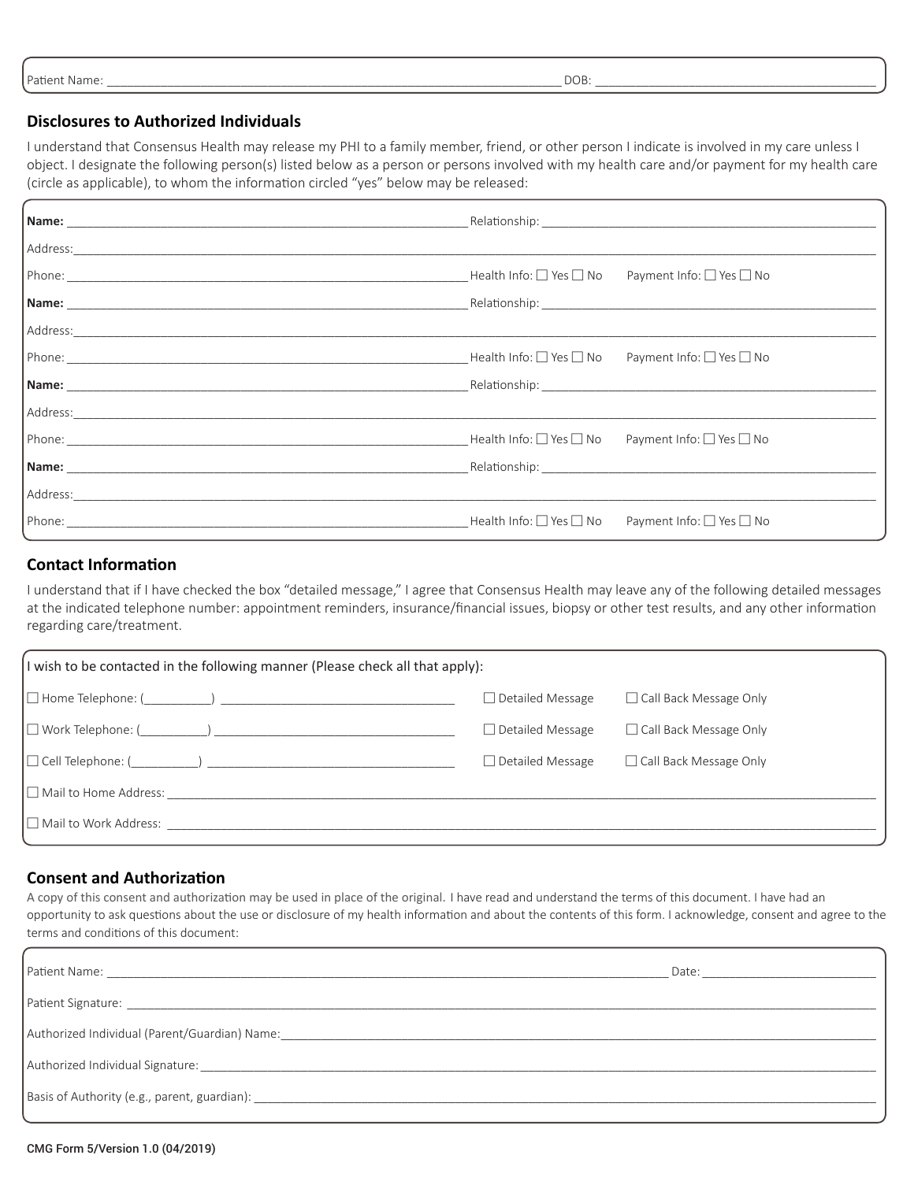Patient Name: _______________________________________________ DOB: ______________________________

## Disclosures to Authorized Individuals

I understand that Consensus Health may release my PHI to a family member, friend, or other person I indicate is involved in my care unless I object. I designate the following person(s) listed below as a person or persons involved with my health care and/or payment for my health care (circle as applicable), to whom the information circled "yes" below may be released:

**Name:** _______________________________________________ Relationship: _______________________________________________

Address: _______________________________________________________________________________________________

Phone: _______________________________________________ Health Info: ☐ Yes ☐ No Payment Info: ☐ Yes ☐ No

**Name:** _______________________________________________ Relationship: _______________________________________________

Address: _______________________________________________________________________________________________

Phone: _______________________________________________ Health Info: ☐ Yes ☐ No Payment Info: ☐ Yes ☐ No

**Name:** _______________________________________________ Relationship: _______________________________________________

Address: _______________________________________________________________________________________________

Phone: _______________________________________________ Health Info: ☐ Yes ☐ No Payment Info: ☐ Yes ☐ No

**Name:** _______________________________________________ Relationship: _______________________________________________

Address: _______________________________________________________________________________________________

Phone: _______________________________________________ Health Info: ☐ Yes ☐ No Payment Info: ☐ Yes ☐ No

## Contact Information

I understand that if I have checked the box "detailed message," I agree that Consensus Health may leave any of the following detailed messages at the indicated telephone number: appointment reminders, insurance/financial issues, biopsy or other test results, and any other information regarding care/treatment.

I wish to be contacted in the following manner (Please check all that apply):

☐ Home Telephone: (__________) ______________________________ ☐ Detailed Message ☐ Call Back Message Only

☐ Work Telephone: (__________) ______________________________ ☐ Detailed Message ☐ Call Back Message Only

☐ Cell Telephone: (__________) ______________________________ ☐ Detailed Message ☐ Call Back Message Only

☐ Mail to Home Address: _______________________________________________________________________________

☐ Mail to Work Address: _______________________________________________________________________________

## Consent and Authorization

A copy of this consent and authorization may be used in place of the original. I have read and understand the terms of this document. I have had an opportunity to ask questions about the use or disclosure of my health information and about the contents of this form. I acknowledge, consent and agree to the terms and conditions of this document:

Patient Name: _______________________________________________________________ Date: ______________________

Patient Signature: _____________________________________________________________________________________

Authorized Individual (Parent/Guardian) Name: _______________________________________________________________

Authorized Individual Signature: _________________________________________________________________________

Basis of Authority (e.g., parent, guardian): ___________________________________________________________________

CMG Form 5/Version 1.0 (04/2019)